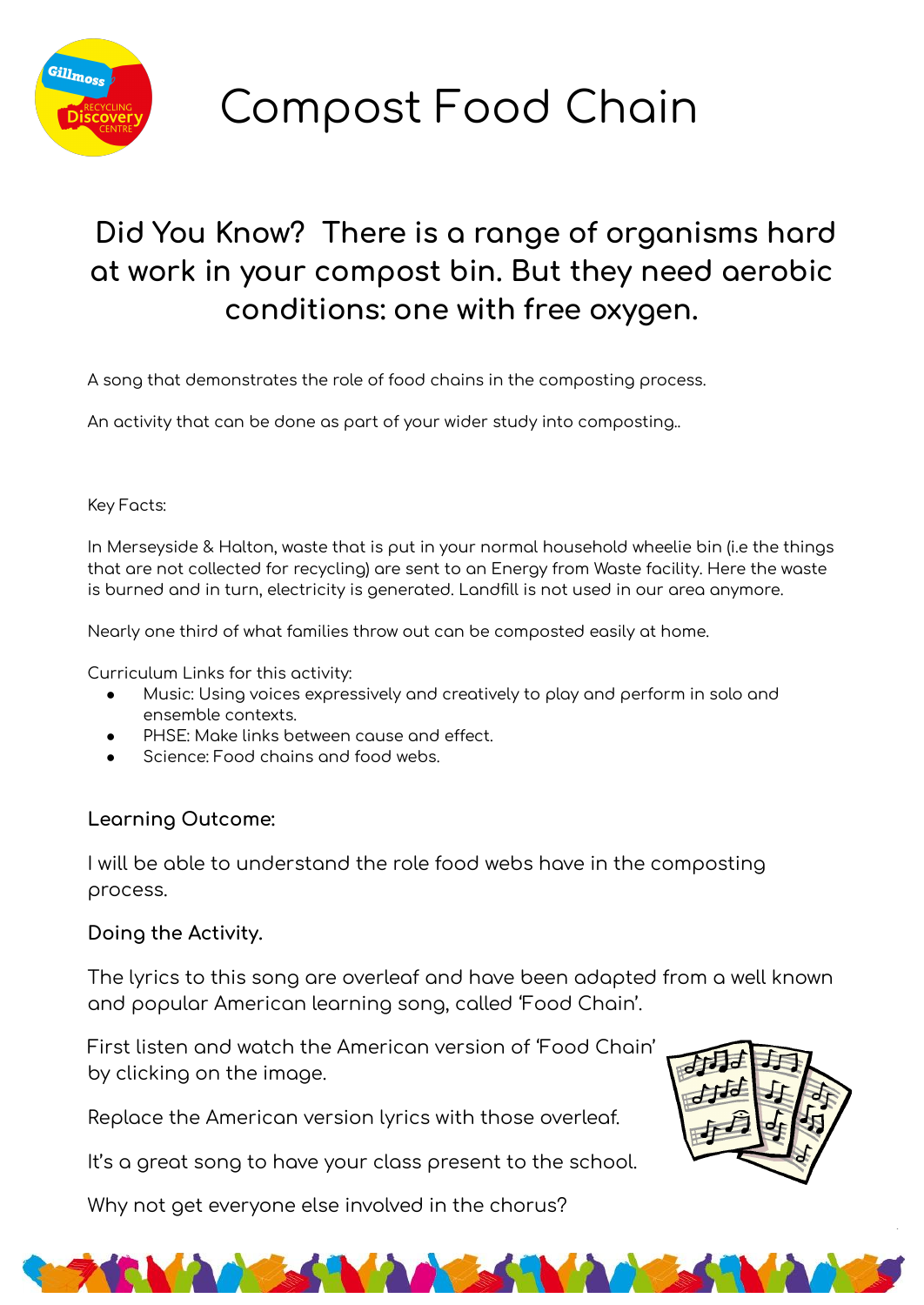# Compost Food Chain

## Did You Know? There is a range of organisms hard at work in your compost bin. But they need aerobic conditions: one with free oxygen.

A song that demonstrates the role of food chains in the composting process.

An activity that can be done as part of your wider study into composting..

Key Facts:

In Merseyside & Halton, waste that is put in your normal household wheelie bin (i.e the things that are not collected for recycling) are sent to an Energy from Waste facility. Here the waste is burned and in turn, electricity is generated. Landfill is not used in our area anymore.

Nearly one third of what families throw out can be composted easily at home.

Curriculum Links for this activity:

- Music: Using voices expressively and creatively to play and perform in solo and ensemble contexts.
- PHSE: Make links between cause and effect.
- Science: Food chains and food webs.

**Learning Outcome:**

I will be able to understand the role food webs have in the composting process.

**Doing the Activity.**

The lyrics to this song are overleaf and have been adapted from a well known and popular American learning song, called 'Food Chain'.

First listen and watch the American version of 'Food Chain' by clicking on the image.

Replace the American version lyrics with those overleaf.

It's a great song to have your class present to the school.

Why not get everyone else involved in the chorus?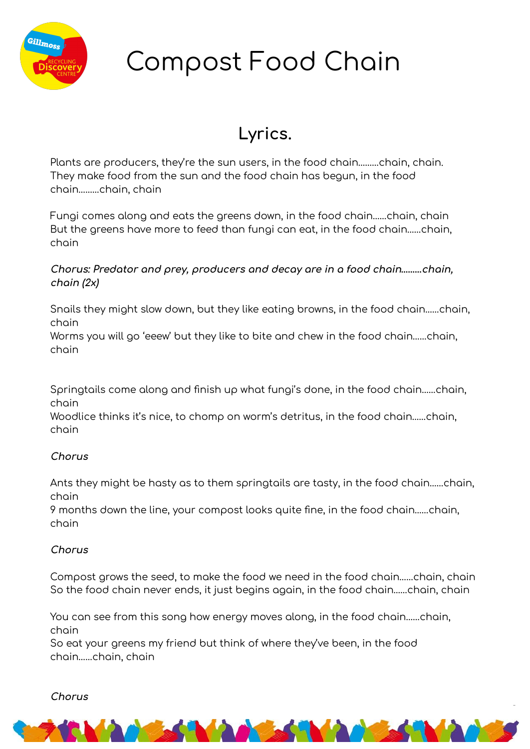# Compost Food Chain

## Lyrics.

Plants are producers, they're the sun users, in the food chain………chain, chain.
They make food from the sun and the food chain has begun, in the food chain………chain, chain

Fungi comes along and eats the greens down, in the food chain……chain, chain
But the greens have more to feed than fungi can eat, in the food chain……chain, chain

***Chorus: Predator and prey, producers and decay are in a food chain………chain, chain (2x)***

Snails they might slow down, but they like eating browns, in the food chain……chain, chain
Worms you will go 'eeew' but they like to bite and chew in the food chain……chain, chain

Springtails come along and finish up what fungi's done, in the food chain……chain, chain
Woodlice thinks it's nice, to chomp on worm's detritus, in the food chain……chain, chain

*Chorus*

Ants they might be hasty as to them springtails are tasty, in the food chain……chain, chain
9 months down the line, your compost looks quite fine, in the food chain……chain, chain

*Chorus*

Compost grows the seed, to make the food we need in the food chain……chain, chain
So the food chain never ends, it just begins again, in the food chain……chain, chain

You can see from this song how energy moves along, in the food chain……chain, chain
So eat your greens my friend but think of where they've been, in the food chain……chain, chain

*Chorus*